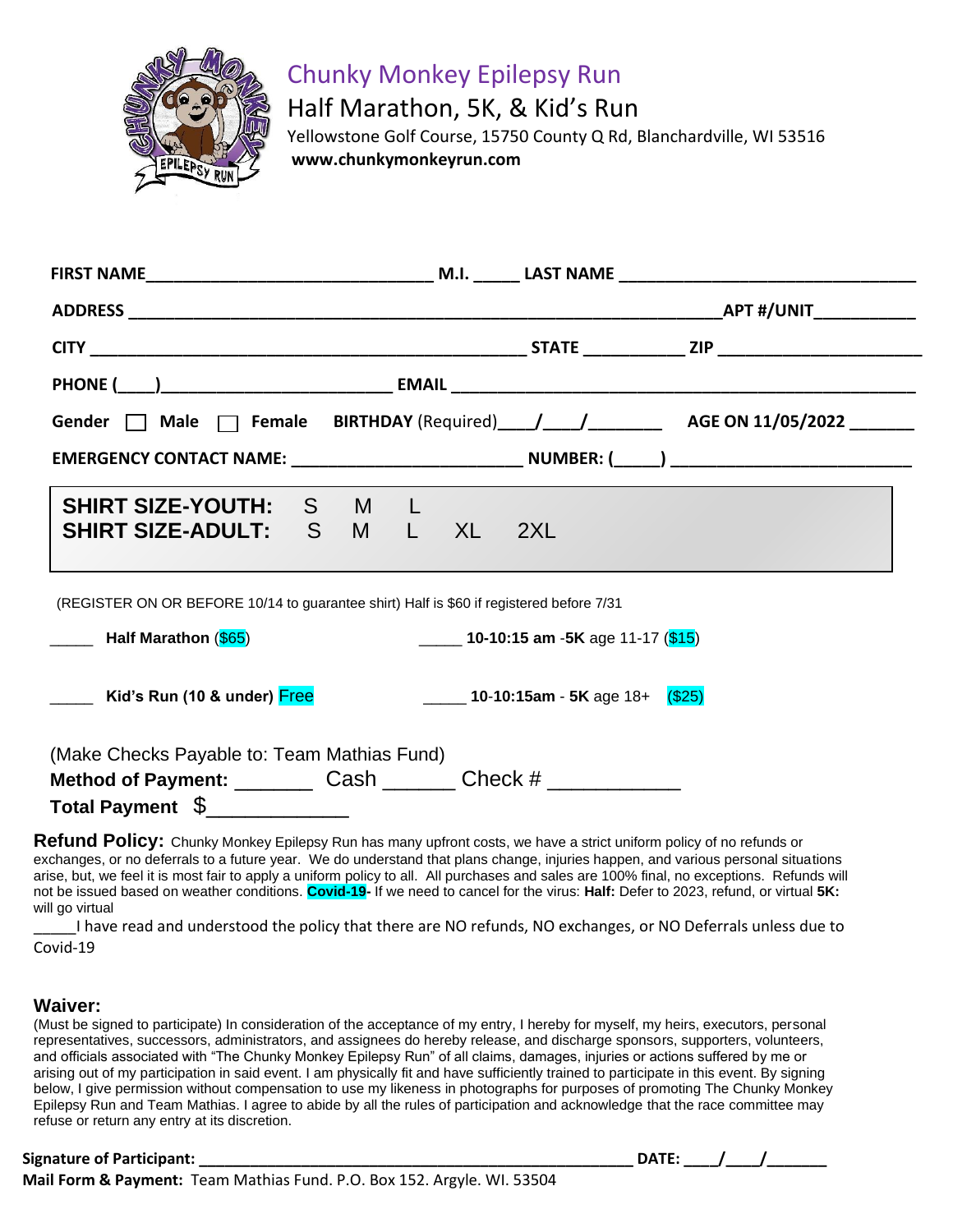# Chunky Monkey Epilepsy Run

## Half Marathon, 5K, & Kid's Run

Yellowstone Golf Course, 15750 County Q Rd, Blanchardville, WI 53516
**www.chunkymonkeyrun.com**

**FIRST NAME**________________________________ **M.I.** _____ **LAST NAME** _________________________________

**ADDRESS** _________________________________________________________________**APT #/UNIT**___________

**CITY** _________________________________________________ **STATE** ___________ **ZIP** ______________________

**PHONE** (____)________________________ **EMAIL** ___________________________________________________

**Gender** ☐ **Male** ☐ **Female** **BIRTHDAY** (Required)____/____/________ **AGE ON 11/05/2022** _______

**EMERGENCY CONTACT NAME:** _________________________ **NUMBER:** (_____) _________________________

**SHIRT SIZE-YOUTH:** S M L
**SHIRT SIZE-ADULT:** S M L XL 2XL

(REGISTER ON OR BEFORE 10/14 to guarantee shirt) Half is $60 if registered before 7/31

_____ **Half Marathon** ($65)          _____ **10-10:15 am -5K** age 11-17 ($15)

_____ **Kid's Run (10 & under)** Free          _____ **10-10:15am - 5K** age 18+ ($25)

(Make Checks Payable to: Team Mathias Fund)
**Method of Payment:** _______ Cash ______ Check # ___________
**Total Payment** $_____________

**Refund Policy:** Chunky Monkey Epilepsy Run has many upfront costs, we have a strict uniform policy of no refunds or exchanges, or no deferrals to a future year. We do understand that plans change, injuries happen, and various personal situations arise, but, we feel it is most fair to apply a uniform policy to all. All purchases and sales are 100% final, no exceptions. Refunds will not be issued based on weather conditions. **Covid-19-** If we need to cancel for the virus: **Half:** Defer to 2023, refund, or virtual **5K:** will go virtual

_____I have read and understood the policy that there are NO refunds, NO exchanges, or NO Deferrals unless due to Covid-19

**Waiver:**

(Must be signed to participate) In consideration of the acceptance of my entry, I hereby for myself, my heirs, executors, personal representatives, successors, administrators, and assignees do hereby release, and discharge sponsors, supporters, volunteers, and officials associated with "The Chunky Monkey Epilepsy Run" of all claims, damages, injuries or actions suffered by me or arising out of my participation in said event. I am physically fit and have sufficiently trained to participate in this event. By signing below, I give permission without compensation to use my likeness in photographs for purposes of promoting The Chunky Monkey Epilepsy Run and Team Mathias. I agree to abide by all the rules of participation and acknowledge that the race committee may refuse or return any entry at its discretion.

**Signature of Participant:** ______________________________________________________ **DATE:** ____/____/_______
**Mail Form & Payment:** Team Mathias Fund. P.O. Box 152. Argyle. WI. 53504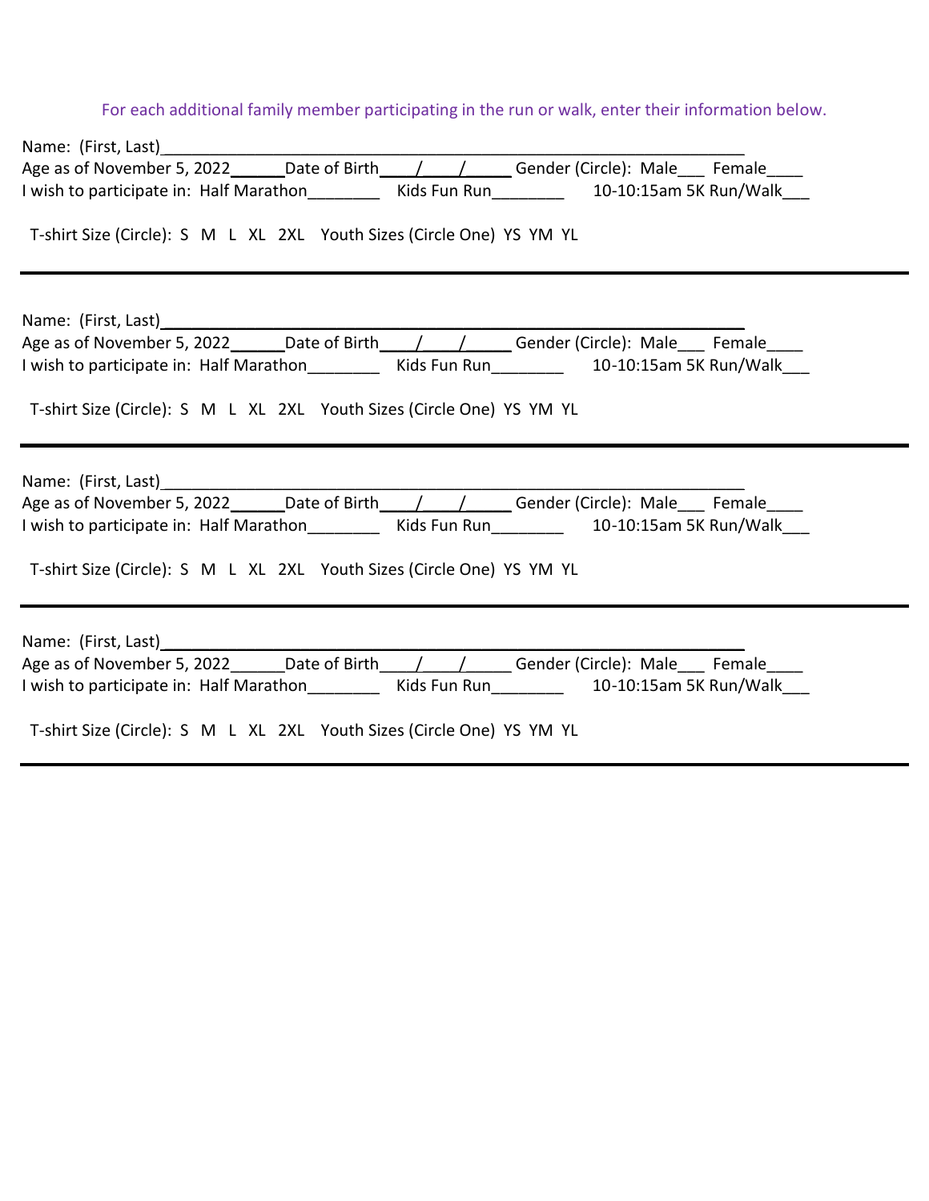For each additional family member participating in the run or walk, enter their information below.

Name: (First, Last)___________________________________________________________________

Age as of November 5, 2022______Date of Birth____/____/______ Gender (Circle): Male___ Female____

I wish to participate in: Half Marathon________ Kids Fun Run________ 10-10:15am 5K Run/Walk___

T-shirt Size (Circle): S M L XL 2XL Youth Sizes (Circle One) YS YM YL

---

Name: (First, Last)___________________________________________________________________

Age as of November 5, 2022______Date of Birth____/____/______ Gender (Circle): Male___ Female____

I wish to participate in: Half Marathon________ Kids Fun Run________ 10-10:15am 5K Run/Walk___

T-shirt Size (Circle): S M L XL 2XL Youth Sizes (Circle One) YS YM YL

---

Name: (First, Last)___________________________________________________________________

Age as of November 5, 2022______Date of Birth____/____/______ Gender (Circle): Male___ Female____

I wish to participate in: Half Marathon________ Kids Fun Run________ 10-10:15am 5K Run/Walk___

T-shirt Size (Circle): S M L XL 2XL Youth Sizes (Circle One) YS YM YL

---

Name: (First, Last)___________________________________________________________________

Age as of November 5, 2022______Date of Birth____/____/______ Gender (Circle): Male___ Female____

I wish to participate in: Half Marathon________ Kids Fun Run________ 10-10:15am 5K Run/Walk___

T-shirt Size (Circle): S M L XL 2XL Youth Sizes (Circle One) YS YM YL

---